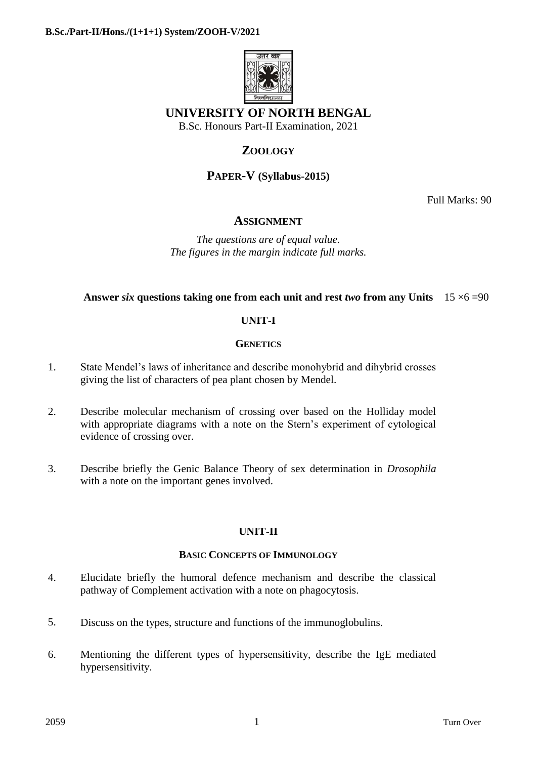# UNIVERSITY OF NORTH BENGAL

B.Sc. Honours Part-II Examination, 2021

## ZOOLOGY

## PAPER-V (Syllabus-2015)

Full Marks: 90

## ASSIGNMENT

*The questions are of equal value.*
*The figures in the margin indicate full marks.*

**Answer *six* questions taking one from each unit and rest *two* from any Units** $15 \times 6 = 90$

### UNIT-I

#### GENETICS

1. State Mendel's laws of inheritance and describe monohybrid and dihybrid crosses giving the list of characters of pea plant chosen by Mendel.

2. Describe molecular mechanism of crossing over based on the Holliday model with appropriate diagrams with a note on the Stern's experiment of cytological evidence of crossing over.

3. Describe briefly the Genic Balance Theory of sex determination in *Drosophila* with a note on the important genes involved.

### UNIT-II

#### BASIC CONCEPTS OF IMMUNOLOGY

4. Elucidate briefly the humoral defence mechanism and describe the classical pathway of Complement activation with a note on phagocytosis.

5. Discuss on the types, structure and functions of the immunoglobulins.

6. Mentioning the different types of hypersensitivity, describe the IgE mediated hypersensitivity.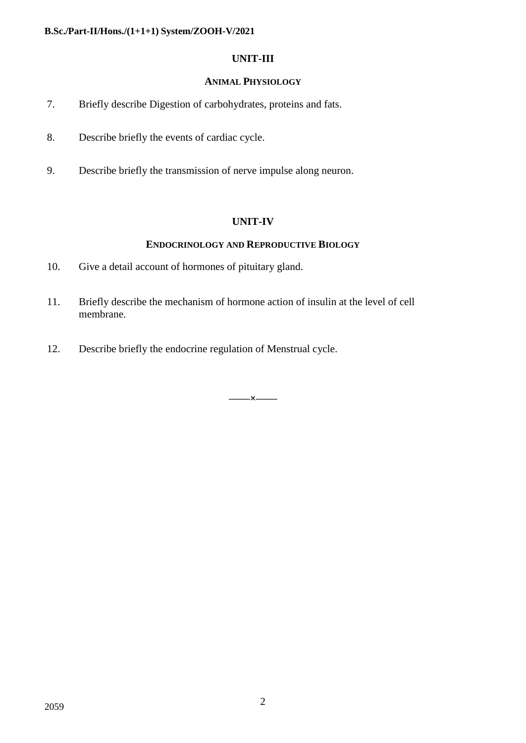## UNIT-III

### ANIMAL PHYSIOLOGY

7. Briefly describe Digestion of carbohydrates, proteins and fats.

8. Describe briefly the events of cardiac cycle.

9. Describe briefly the transmission of nerve impulse along neuron.

## UNIT-IV

### ENDOCRINOLOGY AND REPRODUCTIVE BIOLOGY

10. Give a detail account of hormones of pituitary gland.

11. Briefly describe the mechanism of hormone action of insulin at the level of cell membrane.

12. Describe briefly the endocrine regulation of Menstrual cycle.

——×——